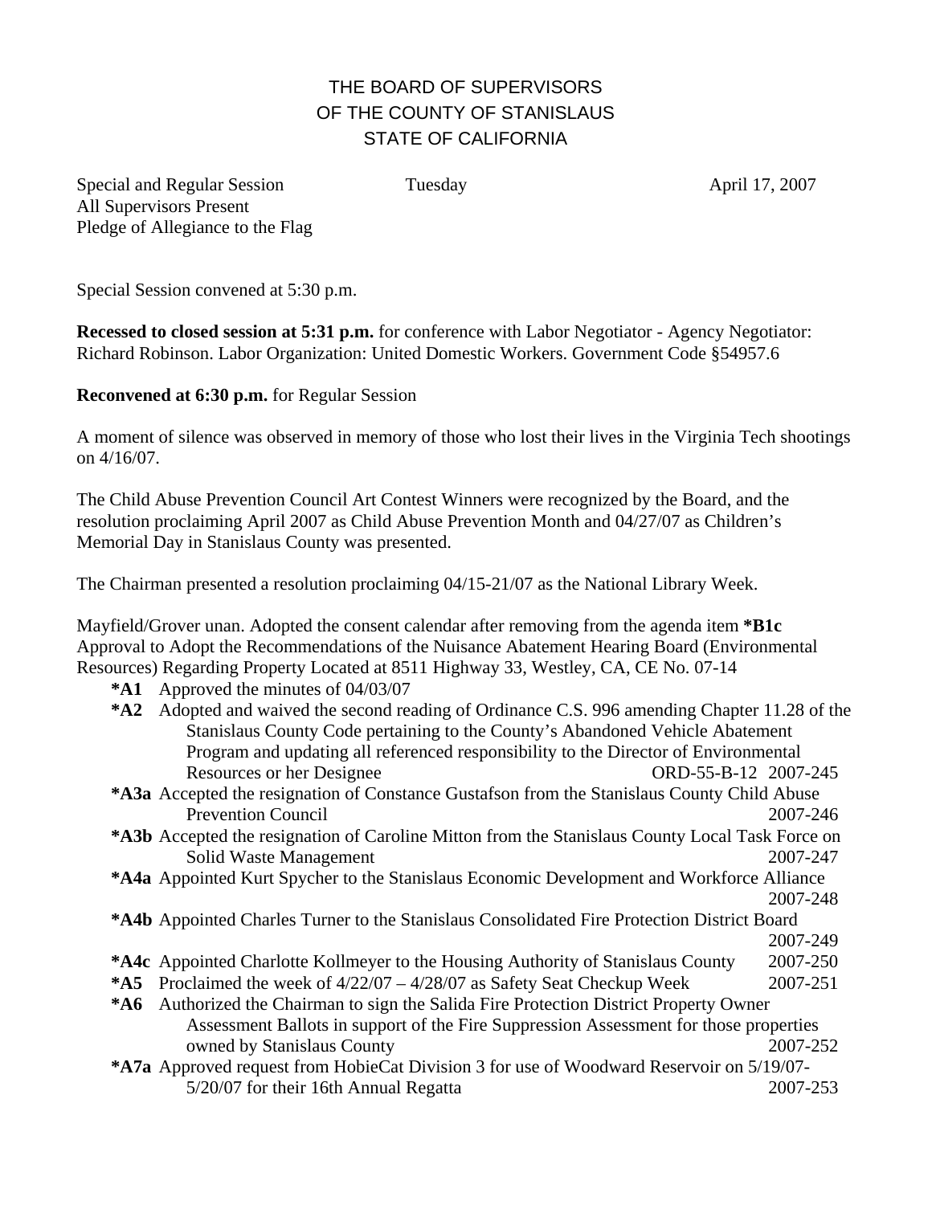# THE BOARD OF SUPERVISORS
# OF THE COUNTY OF STANISLAUS
# STATE OF CALIFORNIA

Special and Regular Session        Tuesday        April 17, 2007
All Supervisors Present
Pledge of Allegiance to the Flag

Special Session convened at 5:30 p.m.

**Recessed to closed session at 5:31 p.m.** for conference with Labor Negotiator - Agency Negotiator: Richard Robinson. Labor Organization: United Domestic Workers. Government Code §54957.6

**Reconvened at 6:30 p.m.** for Regular Session

A moment of silence was observed in memory of those who lost their lives in the Virginia Tech shootings on 4/16/07.

The Child Abuse Prevention Council Art Contest Winners were recognized by the Board, and the resolution proclaiming April 2007 as Child Abuse Prevention Month and 04/27/07 as Children's Memorial Day in Stanislaus County was presented.

The Chairman presented a resolution proclaiming 04/15-21/07 as the National Library Week.

Mayfield/Grover unan. Adopted the consent calendar after removing from the agenda item **\*B1c** Approval to Adopt the Recommendations of the Nuisance Abatement Hearing Board (Environmental Resources) Regarding Property Located at 8511 Highway 33, Westley, CA, CE No. 07-14

- **\*A1** Approved the minutes of 04/03/07
- **\*A2** Adopted and waived the second reading of Ordinance C.S. 996 amending Chapter 11.28 of the Stanislaus County Code pertaining to the County's Abandoned Vehicle Abatement Program and updating all referenced responsibility to the Director of Environmental Resources or her Designee ORD-55-B-12 2007-245
- **\*A3a** Accepted the resignation of Constance Gustafson from the Stanislaus County Child Abuse Prevention Council 2007-246
- **\*A3b** Accepted the resignation of Caroline Mitton from the Stanislaus County Local Task Force on Solid Waste Management 2007-247
- **\*A4a** Appointed Kurt Spycher to the Stanislaus Economic Development and Workforce Alliance 2007-248
- **\*A4b** Appointed Charles Turner to the Stanislaus Consolidated Fire Protection District Board 2007-249
- **\*A4c** Appointed Charlotte Kollmeyer to the Housing Authority of Stanislaus County 2007-250
- **\*A5** Proclaimed the week of 4/22/07 – 4/28/07 as Safety Seat Checkup Week 2007-251
- **\*A6** Authorized the Chairman to sign the Salida Fire Protection District Property Owner Assessment Ballots in support of the Fire Suppression Assessment for those properties owned by Stanislaus County 2007-252
- **\*A7a** Approved request from HobieCat Division 3 for use of Woodward Reservoir on 5/19/07-5/20/07 for their 16th Annual Regatta 2007-253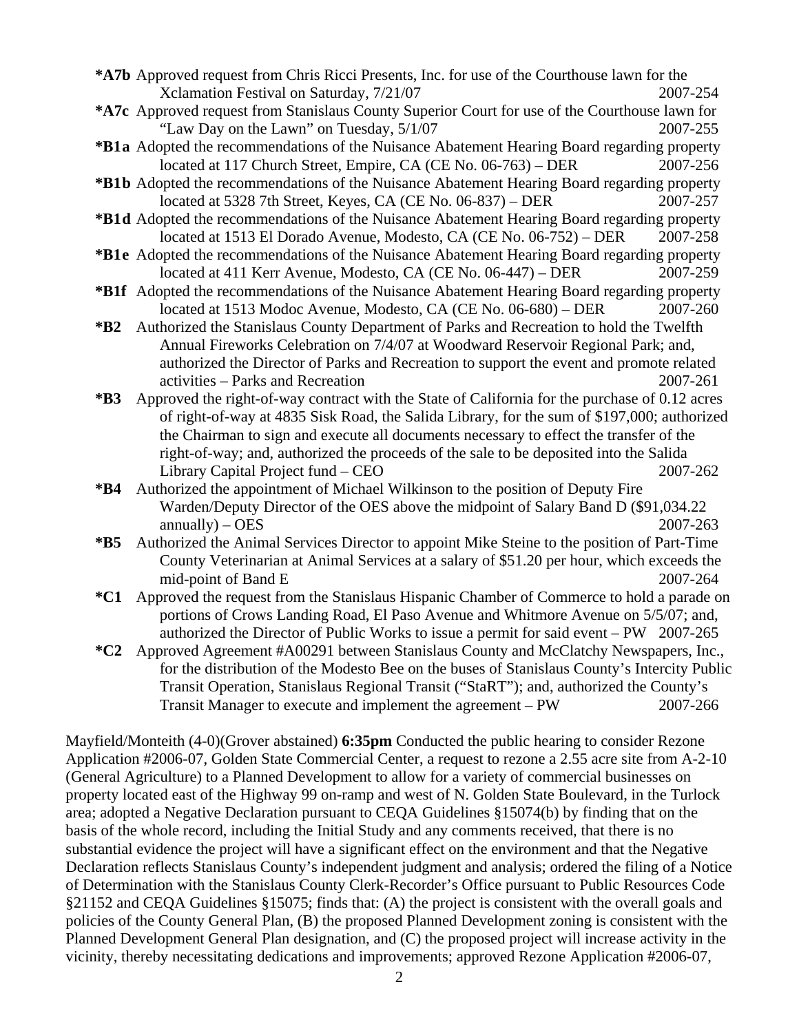**\*A7b** Approved request from Chris Ricci Presents, Inc. for use of the Courthouse lawn for the Xclamation Festival on Saturday, 7/21/07 2007-254

**\*A7c** Approved request from Stanislaus County Superior Court for use of the Courthouse lawn for "Law Day on the Lawn" on Tuesday, 5/1/07 2007-255

**\*B1a** Adopted the recommendations of the Nuisance Abatement Hearing Board regarding property located at 117 Church Street, Empire, CA (CE No. 06-763) – DER 2007-256

**\*B1b** Adopted the recommendations of the Nuisance Abatement Hearing Board regarding property located at 5328 7th Street, Keyes, CA (CE No. 06-837) – DER 2007-257

**\*B1d** Adopted the recommendations of the Nuisance Abatement Hearing Board regarding property located at 1513 El Dorado Avenue, Modesto, CA (CE No. 06-752) – DER 2007-258

**\*B1e** Adopted the recommendations of the Nuisance Abatement Hearing Board regarding property located at 411 Kerr Avenue, Modesto, CA (CE No. 06-447) – DER 2007-259

**\*B1f** Adopted the recommendations of the Nuisance Abatement Hearing Board regarding property located at 1513 Modoc Avenue, Modesto, CA (CE No. 06-680) – DER 2007-260

**\*B2** Authorized the Stanislaus County Department of Parks and Recreation to hold the Twelfth Annual Fireworks Celebration on 7/4/07 at Woodward Reservoir Regional Park; and, authorized the Director of Parks and Recreation to support the event and promote related activities – Parks and Recreation 2007-261

**\*B3** Approved the right-of-way contract with the State of California for the purchase of 0.12 acres of right-of-way at 4835 Sisk Road, the Salida Library, for the sum of $197,000; authorized the Chairman to sign and execute all documents necessary to effect the transfer of the right-of-way; and, authorized the proceeds of the sale to be deposited into the Salida Library Capital Project fund – CEO 2007-262

**\*B4** Authorized the appointment of Michael Wilkinson to the position of Deputy Fire Warden/Deputy Director of the OES above the midpoint of Salary Band D ($91,034.22 annually) – OES 2007-263

**\*B5** Authorized the Animal Services Director to appoint Mike Steine to the position of Part-Time County Veterinarian at Animal Services at a salary of $51.20 per hour, which exceeds the mid-point of Band E 2007-264

**\*C1** Approved the request from the Stanislaus Hispanic Chamber of Commerce to hold a parade on portions of Crows Landing Road, El Paso Avenue and Whitmore Avenue on 5/5/07; and, authorized the Director of Public Works to issue a permit for said event – PW 2007-265

**\*C2** Approved Agreement #A00291 between Stanislaus County and McClatchy Newspapers, Inc., for the distribution of the Modesto Bee on the buses of Stanislaus County's Intercity Public Transit Operation, Stanislaus Regional Transit ("StaRT"); and, authorized the County's Transit Manager to execute and implement the agreement – PW 2007-266

Mayfield/Monteith (4-0)(Grover abstained) **6:35pm** Conducted the public hearing to consider Rezone Application #2006-07, Golden State Commercial Center, a request to rezone a 2.55 acre site from A-2-10 (General Agriculture) to a Planned Development to allow for a variety of commercial businesses on property located east of the Highway 99 on-ramp and west of N. Golden State Boulevard, in the Turlock area; adopted a Negative Declaration pursuant to CEQA Guidelines §15074(b) by finding that on the basis of the whole record, including the Initial Study and any comments received, that there is no substantial evidence the project will have a significant effect on the environment and that the Negative Declaration reflects Stanislaus County's independent judgment and analysis; ordered the filing of a Notice of Determination with the Stanislaus County Clerk-Recorder's Office pursuant to Public Resources Code §21152 and CEQA Guidelines §15075; finds that: (A) the project is consistent with the overall goals and policies of the County General Plan, (B) the proposed Planned Development zoning is consistent with the Planned Development General Plan designation, and (C) the proposed project will increase activity in the vicinity, thereby necessitating dedications and improvements; approved Rezone Application #2006-07,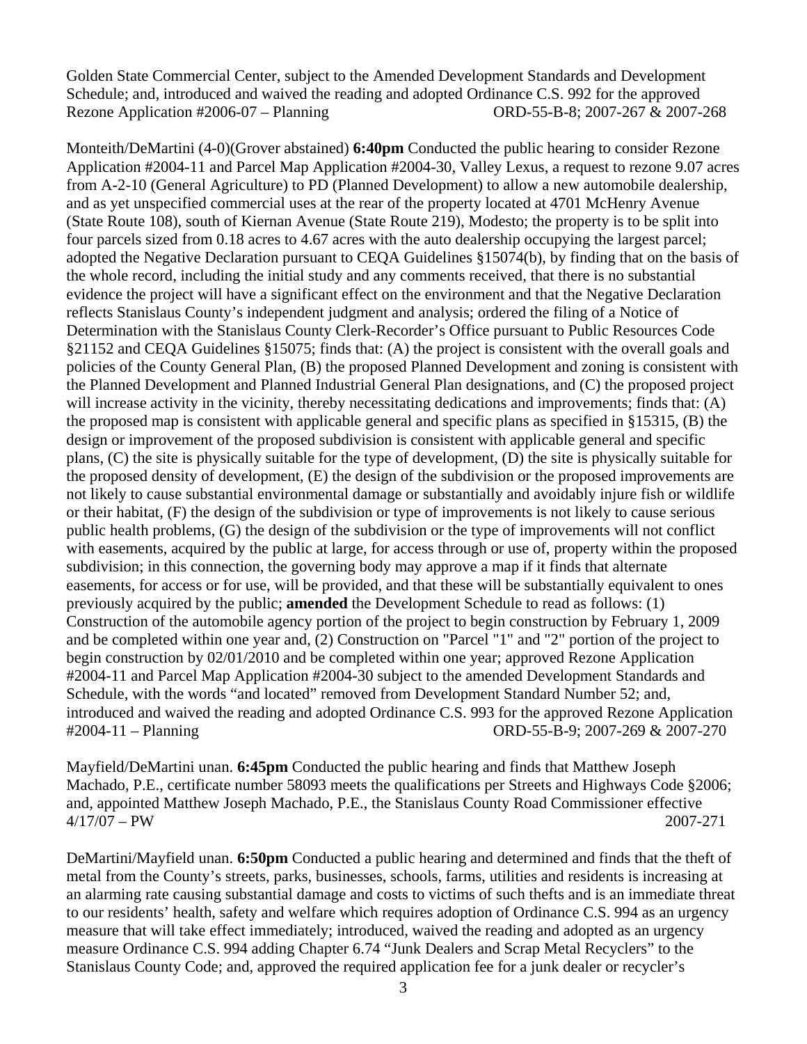Golden State Commercial Center, subject to the Amended Development Standards and Development Schedule; and, introduced and waived the reading and adopted Ordinance C.S. 992 for the approved Rezone Application #2006-07 – Planning ORD-55-B-8; 2007-267 & 2007-268

Monteith/DeMartini (4-0)(Grover abstained) **6:40pm** Conducted the public hearing to consider Rezone Application #2004-11 and Parcel Map Application #2004-30, Valley Lexus, a request to rezone 9.07 acres from A-2-10 (General Agriculture) to PD (Planned Development) to allow a new automobile dealership, and as yet unspecified commercial uses at the rear of the property located at 4701 McHenry Avenue (State Route 108), south of Kiernan Avenue (State Route 219), Modesto; the property is to be split into four parcels sized from 0.18 acres to 4.67 acres with the auto dealership occupying the largest parcel; adopted the Negative Declaration pursuant to CEQA Guidelines §15074(b), by finding that on the basis of the whole record, including the initial study and any comments received, that there is no substantial evidence the project will have a significant effect on the environment and that the Negative Declaration reflects Stanislaus County's independent judgment and analysis; ordered the filing of a Notice of Determination with the Stanislaus County Clerk-Recorder's Office pursuant to Public Resources Code §21152 and CEQA Guidelines §15075; finds that: (A) the project is consistent with the overall goals and policies of the County General Plan, (B) the proposed Planned Development and zoning is consistent with the Planned Development and Planned Industrial General Plan designations, and (C) the proposed project will increase activity in the vicinity, thereby necessitating dedications and improvements; finds that: (A) the proposed map is consistent with applicable general and specific plans as specified in §15315, (B) the design or improvement of the proposed subdivision is consistent with applicable general and specific plans, (C) the site is physically suitable for the type of development, (D) the site is physically suitable for the proposed density of development, (E) the design of the subdivision or the proposed improvements are not likely to cause substantial environmental damage or substantially and avoidably injure fish or wildlife or their habitat, (F) the design of the subdivision or type of improvements is not likely to cause serious public health problems, (G) the design of the subdivision or the type of improvements will not conflict with easements, acquired by the public at large, for access through or use of, property within the proposed subdivision; in this connection, the governing body may approve a map if it finds that alternate easements, for access or for use, will be provided, and that these will be substantially equivalent to ones previously acquired by the public; **amended** the Development Schedule to read as follows: (1) Construction of the automobile agency portion of the project to begin construction by February 1, 2009 and be completed within one year and, (2) Construction on "Parcel "1" and "2" portion of the project to begin construction by 02/01/2010 and be completed within one year; approved Rezone Application #2004-11 and Parcel Map Application #2004-30 subject to the amended Development Standards and Schedule, with the words "and located" removed from Development Standard Number 52; and, introduced and waived the reading and adopted Ordinance C.S. 993 for the approved Rezone Application #2004-11 – Planning ORD-55-B-9; 2007-269 & 2007-270

Mayfield/DeMartini unan. **6:45pm** Conducted the public hearing and finds that Matthew Joseph Machado, P.E., certificate number 58093 meets the qualifications per Streets and Highways Code §2006; and, appointed Matthew Joseph Machado, P.E., the Stanislaus County Road Commissioner effective 4/17/07 – PW 2007-271

DeMartini/Mayfield unan. **6:50pm** Conducted a public hearing and determined and finds that the theft of metal from the County's streets, parks, businesses, schools, farms, utilities and residents is increasing at an alarming rate causing substantial damage and costs to victims of such thefts and is an immediate threat to our residents' health, safety and welfare which requires adoption of Ordinance C.S. 994 as an urgency measure that will take effect immediately; introduced, waived the reading and adopted as an urgency measure Ordinance C.S. 994 adding Chapter 6.74 "Junk Dealers and Scrap Metal Recyclers" to the Stanislaus County Code; and, approved the required application fee for a junk dealer or recycler's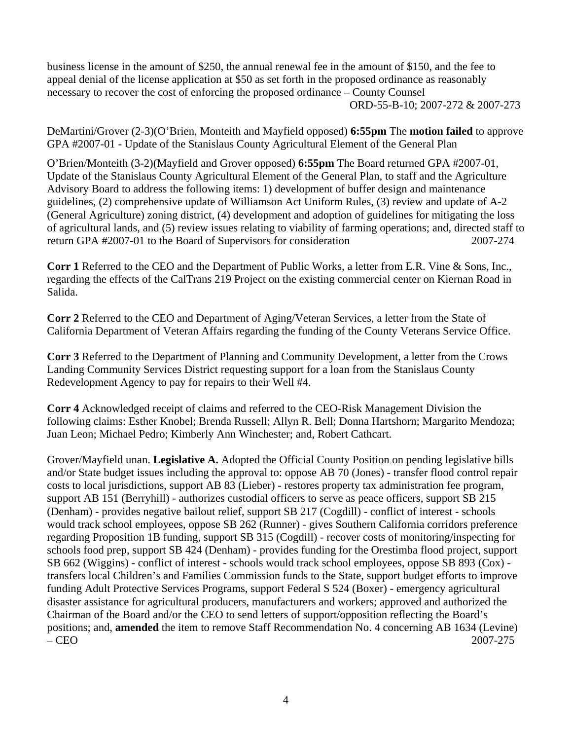business license in the amount of $250, the annual renewal fee in the amount of $150, and the fee to appeal denial of the license application at $50 as set forth in the proposed ordinance as reasonably necessary to recover the cost of enforcing the proposed ordinance – County Counsel
ORD-55-B-10; 2007-272 & 2007-273

DeMartini/Grover (2-3)(O'Brien, Monteith and Mayfield opposed) **6:55pm** The **motion failed** to approve GPA #2007-01 - Update of the Stanislaus County Agricultural Element of the General Plan

O'Brien/Monteith (3-2)(Mayfield and Grover opposed) **6:55pm** The Board returned GPA #2007-01, Update of the Stanislaus County Agricultural Element of the General Plan, to staff and the Agriculture Advisory Board to address the following items: 1) development of buffer design and maintenance guidelines, (2) comprehensive update of Williamson Act Uniform Rules, (3) review and update of A-2 (General Agriculture) zoning district, (4) development and adoption of guidelines for mitigating the loss of agricultural lands, and (5) review issues relating to viability of farming operations; and, directed staff to return GPA #2007-01 to the Board of Supervisors for consideration 2007-274

**Corr 1** Referred to the CEO and the Department of Public Works, a letter from E.R. Vine & Sons, Inc., regarding the effects of the CalTrans 219 Project on the existing commercial center on Kiernan Road in Salida.

**Corr 2** Referred to the CEO and Department of Aging/Veteran Services, a letter from the State of California Department of Veteran Affairs regarding the funding of the County Veterans Service Office.

**Corr 3** Referred to the Department of Planning and Community Development, a letter from the Crows Landing Community Services District requesting support for a loan from the Stanislaus County Redevelopment Agency to pay for repairs to their Well #4.

**Corr 4** Acknowledged receipt of claims and referred to the CEO-Risk Management Division the following claims: Esther Knobel; Brenda Russell; Allyn R. Bell; Donna Hartshorn; Margarito Mendoza; Juan Leon; Michael Pedro; Kimberly Ann Winchester; and, Robert Cathcart.

Grover/Mayfield unan. **Legislative A.** Adopted the Official County Position on pending legislative bills and/or State budget issues including the approval to: oppose AB 70 (Jones) - transfer flood control repair costs to local jurisdictions, support AB 83 (Lieber) - restores property tax administration fee program, support AB 151 (Berryhill) - authorizes custodial officers to serve as peace officers, support SB 215 (Denham) - provides negative bailout relief, support SB 217 (Cogdill) - conflict of interest - schools would track school employees, oppose SB 262 (Runner) - gives Southern California corridors preference regarding Proposition 1B funding, support SB 315 (Cogdill) - recover costs of monitoring/inspecting for schools food prep, support SB 424 (Denham) - provides funding for the Orestimba flood project, support SB 662 (Wiggins) - conflict of interest - schools would track school employees, oppose SB 893 (Cox) - transfers local Children's and Families Commission funds to the State, support budget efforts to improve funding Adult Protective Services Programs, support Federal S 524 (Boxer) - emergency agricultural disaster assistance for agricultural producers, manufacturers and workers; approved and authorized the Chairman of the Board and/or the CEO to send letters of support/opposition reflecting the Board's positions; and, **amended** the item to remove Staff Recommendation No. 4 concerning AB 1634 (Levine) – CEO 2007-275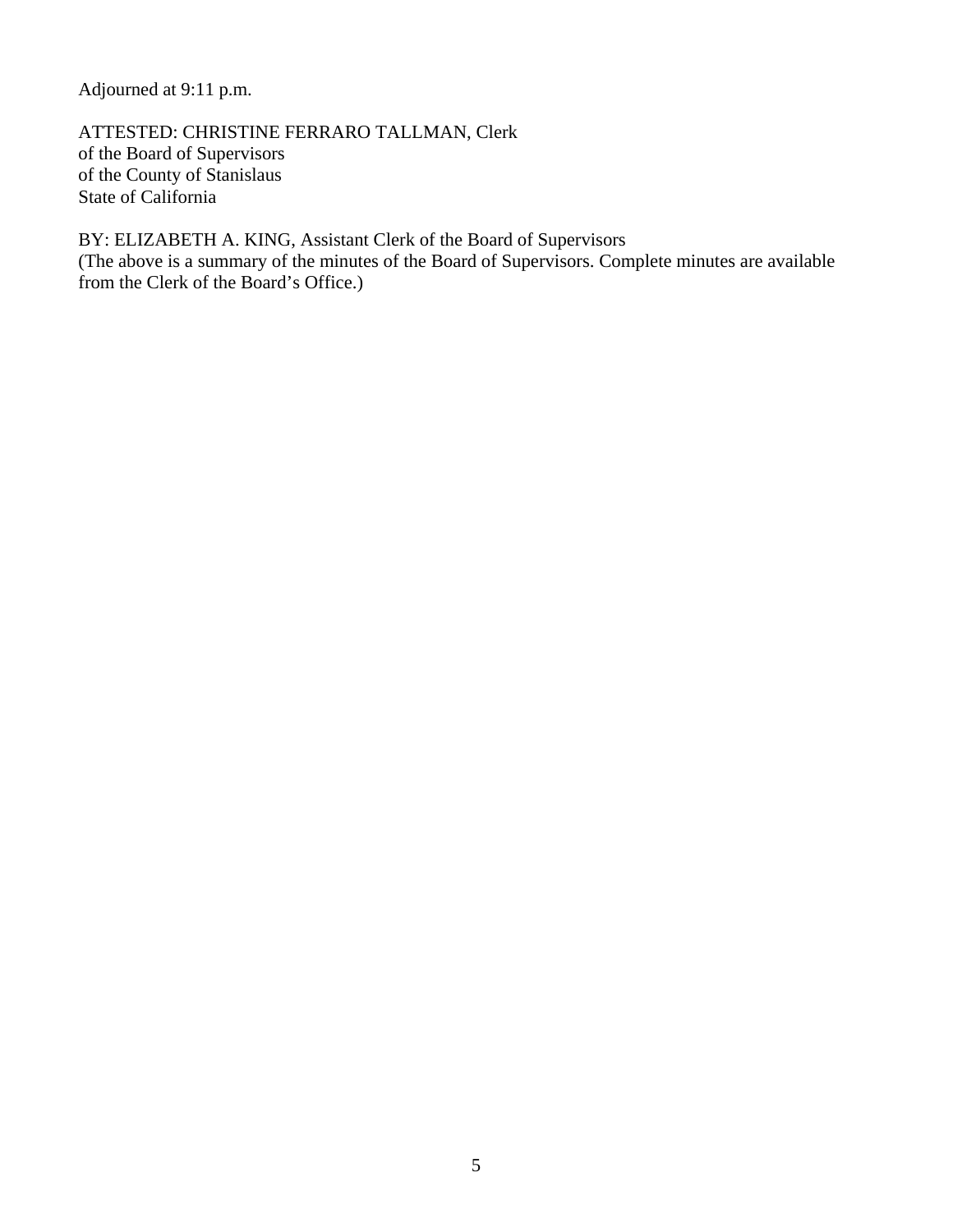Adjourned at 9:11 p.m.

ATTESTED: CHRISTINE FERRARO TALLMAN, Clerk
of the Board of Supervisors
of the County of Stanislaus
State of California

BY: ELIZABETH A. KING, Assistant Clerk of the Board of Supervisors
(The above is a summary of the minutes of the Board of Supervisors. Complete minutes are available from the Clerk of the Board's Office.)